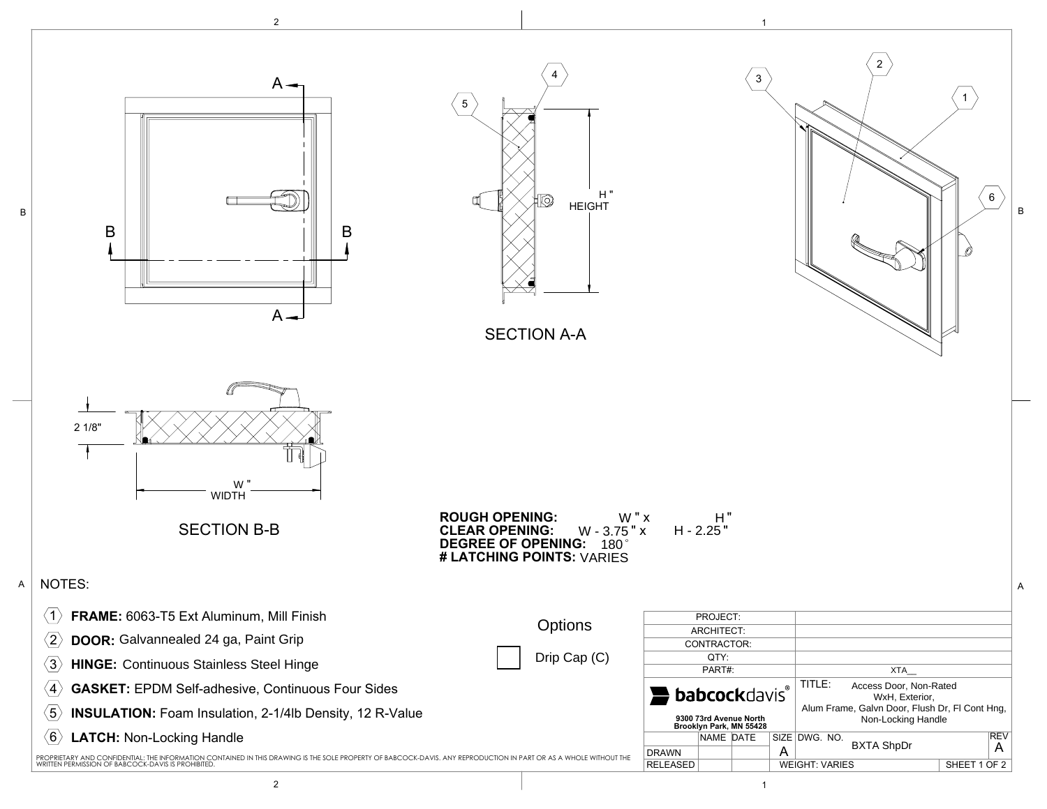SECTION A-A

H "
HEIGHT

SECTION B-B

2 1/8"

W "
WIDTH

**ROUGH OPENING:** W " x H "
**CLEAR OPENING:** W - 3.75 " x H - 2.25 "
**DEGREE OF OPENING:** 180°
**# LATCHING POINTS:** VARIES

NOTES:

1. **FRAME:** 6063-T5 Ext Aluminum, Mill Finish
2. **DOOR:** Galvannealed 24 ga, Paint Grip
3. **HINGE:** Continuous Stainless Steel Hinge
4. **GASKET:** EPDM Self-adhesive, Continuous Four Sides
5. **INSULATION:** Foam Insulation, 2-1/4lb Density, 12 R-Value
6. **LATCH:** Non-Locking Handle

Options

☐ Drip Cap (C)

| PROJECT: | |
|---|---|
| ARCHITECT: | |
| CONTRACTOR: | |
| QTY: | |
| PART#: | XTA__ |

**babcock**davis®
9300 73rd Avenue North
Brooklyn Park, MN 55428

TITLE: Access Door, Non-Rated WxH, Exterior, Alum Frame, Galvn Door, Flush Dr, Fl Cont Hng, Non-Locking Handle

| | NAME | DATE | SIZE | DWG. NO. | REV |
|---|---|---|---|---|---|
| DRAWN | | | A | BXTA ShpDr | A |
| RELEASED | | | WEIGHT: VARIES | SHEET 1 OF 2 | |

PROPRIETARY AND CONFIDENTIAL: THE INFORMATION CONTAINED IN THIS DRAWING IS THE SOLE PROPERTY OF BABCOCK-DAVIS. ANY REPRODUCTION IN PART OR AS A WHOLE WITHOUT THE WRITTEN PERMISSION OF BABCOCK-DAVIS IS PROHIBITED.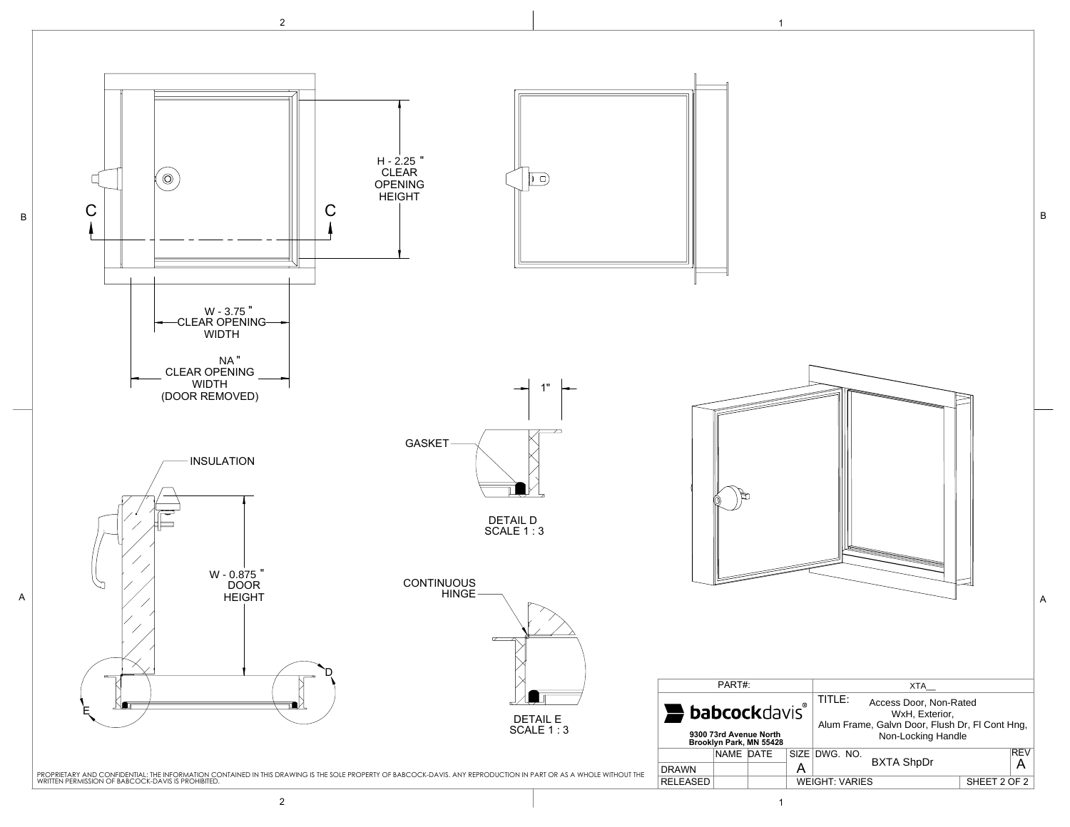H - 2.25 "
CLEAR
OPENING
HEIGHT

C

C

W - 3.75 "
CLEAR OPENING
WIDTH

NA "
CLEAR OPENING
WIDTH
(DOOR REMOVED)

1"

GASKET

DETAIL D
SCALE 1 : 3

INSULATION

W - 0.875 "
DOOR
HEIGHT

CONTINUOUS
HINGE

DETAIL E
SCALE 1 : 3

D

E

| PART#: | | | | XTA__ | |
|---|---|---|---|---|---|
| babcockdavis® 9300 73rd Avenue North Brooklyn Park, MN 55428 | | | | TITLE: Access Door, Non-Rated WxH, Exterior, Alum Frame, Galvn Door, Flush Dr, Fl Cont Hng, Non-Locking Handle | |
| | NAME | DATE | SIZE | DWG. NO. BXTA ShpDr | REV |
| DRAWN | | | A | | A |
| RELEASED | | | WEIGHT: VARIES | | SHEET 2 OF 2 |

PROPRIETARY AND CONFIDENTIAL: THE INFORMATION CONTAINED IN THIS DRAWING IS THE SOLE PROPERTY OF BABCOCK-DAVIS. ANY REPRODUCTION IN PART OR AS A WHOLE WITHOUT THE WRITTEN PERMISSION OF BABCOCK-DAVIS IS PROHIBITED.